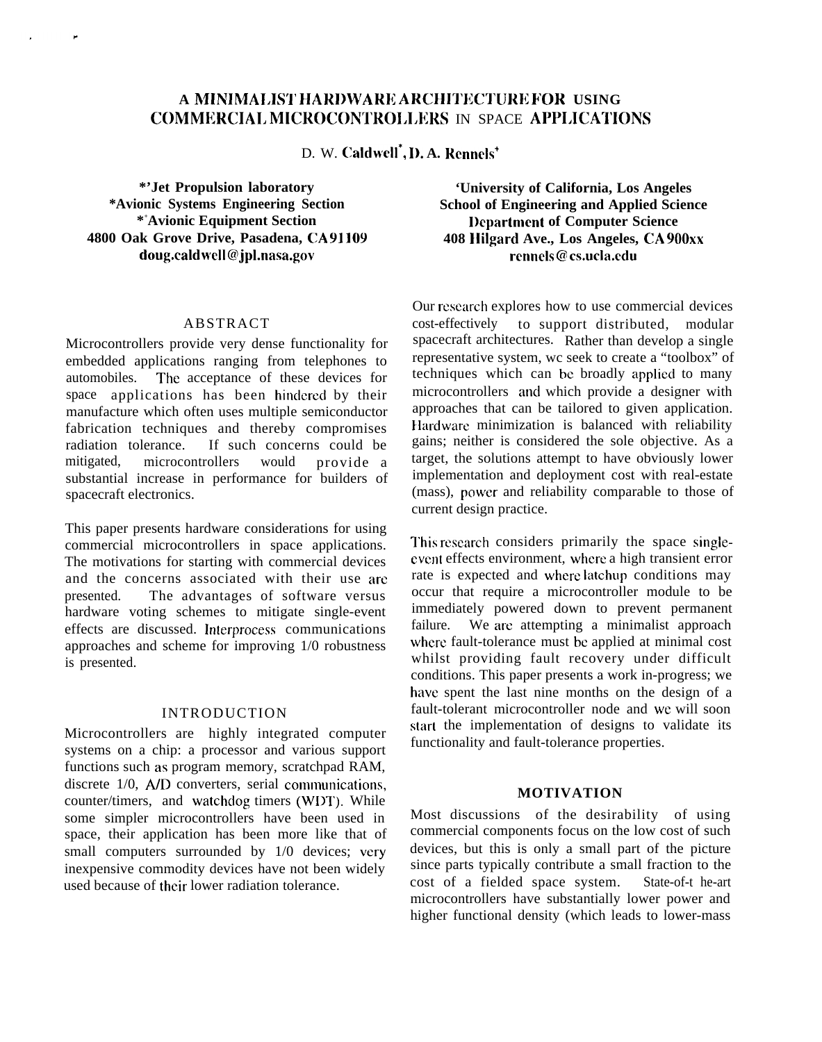# A MINIMALIST HARDWARE ARCHITECTURE FOR USING COMMERCIAL MICROCONTROLLERS IN SPACE APPLICATIONS

D. W. Caldwell[*], D. A. Rennels[+]

**\*'Jet Propulsion laboratory**
**\*Avionic Systems Engineering Section**
**\*Avionic Equipment Section**
**4800 Oak Grove Drive, Pasadena, CA 91109**
**doug.caldwell@jpl.nasa.gov**

**'University of California, Los Angeles**
**School of Engineering and Applied Science**
**Department of Computer Science**
**408 Hilgard Ave., Los Angeles, CA 900xx**
**rennels@cs.ucla.edu**

## ABSTRACT

Microcontrollers provide very dense functionality for embedded applications ranging from telephones to automobiles. The acceptance of these devices for space applications has been hindered by their manufacture which often uses multiple semiconductor fabrication techniques and thereby compromises radiation tolerance. If such concerns could be mitigated, microcontrollers would provide a substantial increase in performance for builders of spacecraft electronics.

This paper presents hardware considerations for using commercial microcontrollers in space applications. The motivations for starting with commercial devices and the concerns associated with their use are presented. The advantages of software versus hardware voting schemes to mitigate single-event effects are discussed. Interprocess communications approaches and scheme for improving 1/0 robustness is presented.

## INTRODUCTION

Microcontrollers are highly integrated computer systems on a chip: a processor and various support functions such as program memory, scratchpad RAM, discrete 1/0, A/D converters, serial communications, counter/timers, and watchdog timers (WDT). While some simpler microcontrollers have been used in space, their application has been more like that of small computers surrounded by 1/0 devices; very inexpensive commodity devices have not been widely used because of their lower radiation tolerance.

Our research explores how to use commercial devices cost-effectively to support distributed, modular spacecraft architectures. Rather than develop a single representative system, wc seek to create a "toolbox" of techniques which can be broadly applied to many microcontrollers and which provide a designer with approaches that can be tailored to given application. Hardware minimization is balanced with reliability gains; neither is considered the sole objective. As a target, the solutions attempt to have obviously lower implementation and deployment cost with real-estate (mass), power and reliability comparable to those of current design practice.

This research considers primarily the space single-event effects environment, where a high transient error rate is expected and where latchup conditions may occur that require a microcontroller module to be immediately powered down to prevent permanent failure. We are attempting a minimalist approach where fault-tolerance must be applied at minimal cost whilst providing fault recovery under difficult conditions. This paper presents a work in-progress; we have spent the last nine months on the design of a fault-tolerant microcontroller node and we will soon start the implementation of designs to validate its functionality and fault-tolerance properties.

## MOTIVATION

Most discussions of the desirability of using commercial components focus on the low cost of such devices, but this is only a small part of the picture since parts typically contribute a small fraction to the cost of a fielded space system. State-of-t he-art microcontrollers have substantially lower power and higher functional density (which leads to lower-mass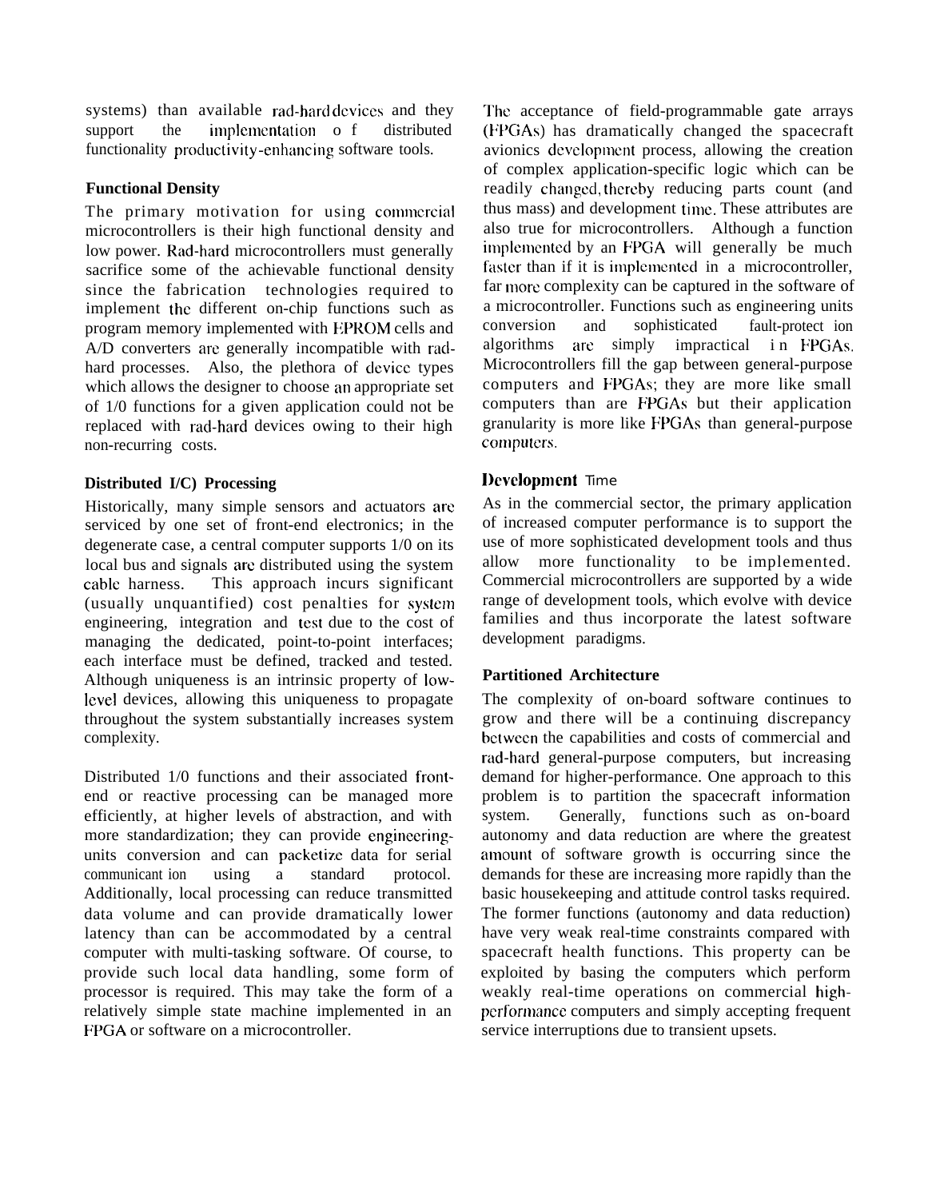systems) than available rad-hard devices and they support the implementation of distributed functionality productivity-enhancing software tools.

### Functional Density

The primary motivation for using commercial microcontrollers is their high functional density and low power. Rad-hard microcontrollers must generally sacrifice some of the achievable functional density since the fabrication technologies required to implement the different on-chip functions such as program memory implemented with EPROM cells and A/D converters are generally incompatible with rad-hard processes. Also, the plethora of device types which allows the designer to choose an appropriate set of 1/0 functions for a given application could not be replaced with rad-hard devices owing to their high non-recurring costs.

### Distributed I/C) Processing

Historically, many simple sensors and actuators are serviced by one set of front-end electronics; in the degenerate case, a central computer supports 1/0 on its local bus and signals are distributed using the system cable harness. This approach incurs significant (usually unquantified) cost penalties for system engineering, integration and test due to the cost of managing the dedicated, point-to-point interfaces; each interface must be defined, tracked and tested. Although uniqueness is an intrinsic property of low-level devices, allowing this uniqueness to propagate throughout the system substantially increases system complexity.

Distributed 1/0 functions and their associated front-end or reactive processing can be managed more efficiently, at higher levels of abstraction, and with more standardization; they can provide engineering-units conversion and can packetize data for serial communicant ion using a standard protocol. Additionally, local processing can reduce transmitted data volume and can provide dramatically lower latency than can be accommodated by a central computer with multi-tasking software. Of course, to provide such local data handling, some form of processor is required. This may take the form of a relatively simple state machine implemented in an FPGA or software on a microcontroller.

The acceptance of field-programmable gate arrays (FPGAs) has dramatically changed the spacecraft avionics development process, allowing the creation of complex application-specific logic which can be readily changed, thereby reducing parts count (and thus mass) and development time. These attributes are also true for microcontrollers. Although a function implemented by an FPGA will generally be much faster than if it is implemented in a microcontroller, far more complexity can be captured in the software of a microcontroller. Functions such as engineering units conversion and sophisticated fault-protect ion algorithms are simply impractical in FPGAs. Microcontrollers fill the gap between general-purpose computers and FPGAs; they are more like small computers than are FPGAs but their application granularity is more like FPGAs than general-purpose computers.

### Development Time

As in the commercial sector, the primary application of increased computer performance is to support the use of more sophisticated development tools and thus allow more functionality to be implemented. Commercial microcontrollers are supported by a wide range of development tools, which evolve with device families and thus incorporate the latest software development paradigms.

### Partitioned Architecture

The complexity of on-board software continues to grow and there will be a continuing discrepancy between the capabilities and costs of commercial and rad-hard general-purpose computers, but increasing demand for higher-performance. One approach to this problem is to partition the spacecraft information system. Generally, functions such as on-board autonomy and data reduction are where the greatest amount of software growth is occurring since the demands for these are increasing more rapidly than the basic housekeeping and attitude control tasks required. The former functions (autonomy and data reduction) have very weak real-time constraints compared with spacecraft health functions. This property can be exploited by basing the computers which perform weakly real-time operations on commercial high-performance computers and simply accepting frequent service interruptions due to transient upsets.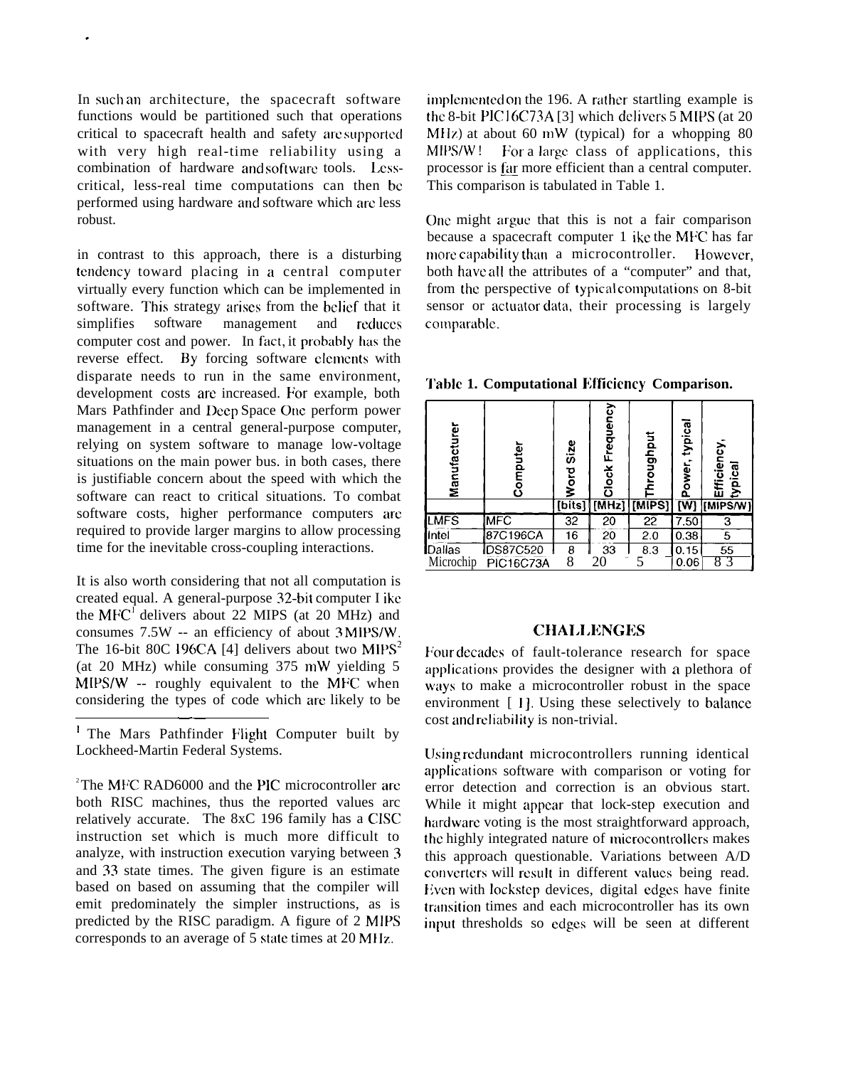In such an architecture, the spacecraft software functions would be partitioned such that operations critical to spacecraft health and safety are supported with very high real-time reliability using a combination of hardware and software tools. Less-critical, less-real time computations can then be performed using hardware and software which are less robust.

in contrast to this approach, there is a disturbing tendency toward placing in a central computer virtually every function which can be implemented in software. This strategy arises from the belief that it simplifies software management and reduces computer cost and power. In fact, it probably has the reverse effect. By forcing software elements with disparate needs to run in the same environment, development costs are increased. For example, both Mars Pathfinder and Deep Space One perform power management in a central general-purpose computer, relying on system software to manage low-voltage situations on the main power bus. in both cases, there is justifiable concern about the speed with which the software can react to critical situations. To combat software costs, higher performance computers are required to provide larger margins to allow processing time for the inevitable cross-coupling interactions.

It is also worth considering that not all computation is created equal. A general-purpose 32-bit computer like the MFC[1] delivers about 22 MIPS (at 20 MHz) and consumes 7.5W -- an efficiency of about 3 MIPS/W. The 16-bit 80C 196CA [4] delivers about two MIPS[2] (at 20 MHz) while consuming 375 mW yielding 5 MIPS/W -- roughly equivalent to the MFC when considering the types of code which are likely to be implemented on the 196. A rather startling example is the 8-bit PIC16C73A [3] which delivers 5 MIPS (at 20 MHz) at about 60 mW (typical) for a whopping 80 MIPS/W! For a large class of applications, this processor is far more efficient than a central computer. This comparison is tabulated in Table 1.

One might argue that this is not a fair comparison because a spacecraft computer like the MFC has far more capability than a microcontroller. However, both have all the attributes of a "computer" and that, from the perspective of typical computations on 8-bit sensor or actuator data, their processing is largely comparable.

**Table 1. Computational Efficiency Comparison.**

| Manufacturer | Computer | Word Size [bits] | Clock Frequency [MHz] | Throughput [MIPS] | Power, typical [W] | Efficiency, typical [MIPS/W] |
|---|---|---|---|---|---|---|
| LMFS | MFC | 32 | 20 | 22 | 7.50 | 3 |
| Intel | 87C196CA | 16 | 20 | 2.0 | 0.38 | 5 |
| Dallas | DS87C520 | 8 | 33 | 8.3 | 0.15 | 55 |
| Microchip | PIC16C73A | 8 | 20 | 5 | 0.06 | 83 |

## CHALLENGES

Four decades of fault-tolerance research for space applications provides the designer with a plethora of ways to make a microcontroller robust in the space environment [1]. Using these selectively to balance cost and reliability is non-trivial.

Using redundant microcontrollers running identical applications software with comparison or voting for error detection and correction is an obvious start. While it might appear that lock-step execution and hardware voting is the most straightforward approach, the highly integrated nature of microcontrollers makes this approach questionable. Variations between A/D converters will result in different values being read. Even with lockstep devices, digital edges have finite transition times and each microcontroller has its own input thresholds so edges will be seen at different

---

[1] The Mars Pathfinder Flight Computer built by Lockheed-Martin Federal Systems.

[2] The MFC RAD6000 and the PIC microcontroller are both RISC machines, thus the reported values are relatively accurate. The 8xC 196 family has a CISC instruction set which is much more difficult to analyze, with instruction execution varying between 3 and 33 state times. The given figure is an estimate based on based on assuming that the compiler will emit predominately the simpler instructions, as is predicted by the RISC paradigm. A figure of 2 MIPS corresponds to an average of 5 state times at 20 MHz.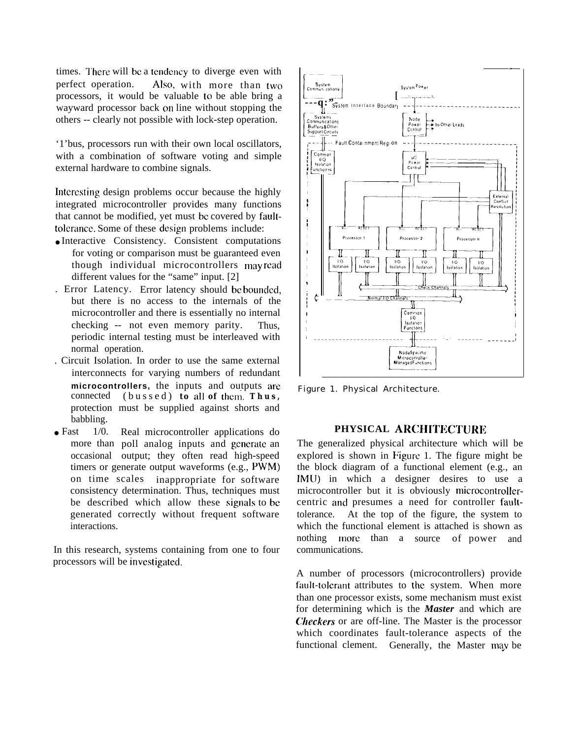times. There will be a tendency to diverge even with perfect operation. Also, with more than two processors, it would be valuable to be able bring a wayward processor back on line without stopping the others -- clearly not possible with lock-step operation.

'1'bus, processors run with their own local oscillators, with a combination of software voting and simple external hardware to combine signals.

Interesting design problems occur because the highly integrated microcontroller provides many functions that cannot be modified, yet must be covered by fault-tolerance. Some of these design problems include:

- Interactive Consistency. Consistent computations for voting or comparison must be guaranteed even though individual microcontrollers may read different values for the "same" input. [2]
- Error Latency. Error latency should be bounded, but there is no access to the internals of the microcontroller and there is essentially no internal checking -- not even memory parity. Thus, periodic internal testing must be interleaved with normal operation.
- Circuit Isolation. In order to use the same external interconnects for varying numbers of redundant **microcontrollers**, the inputs and outputs are connected (bussed) **to all of them. Thus,** protection must be supplied against shorts and babbling.
- Fast 1/0. Real microcontroller applications do more than poll analog inputs and generate an occasional output; they often read high-speed timers or generate output waveforms (e.g., PWM) on time scales inappropriate for software consistency determination. Thus, techniques must be described which allow these signals to be generated correctly without frequent software interactions.

In this research, systems containing from one to four processors will be investigated.

Figure 1. Physical Architecture.

## PHYSICAL ARCHITECTURE

The generalized physical architecture which will be explored is shown in Figure 1. The figure might be the block diagram of a functional element (e.g., an IMU) in which a designer desires to use a microcontroller but it is obviously microcontroller-centric and presumes a need for controller fault-tolerance. At the top of the figure, the system to which the functional element is attached is shown as nothing more than a source of power and communications.

A number of processors (microcontrollers) provide fault-tolerant attributes to the system. When more than one processor exists, some mechanism must exist for determining which is the ***Master*** and which are ***Checkers*** or are off-line. The Master is the processor which coordinates fault-tolerance aspects of the functional clement. Generally, the Master may be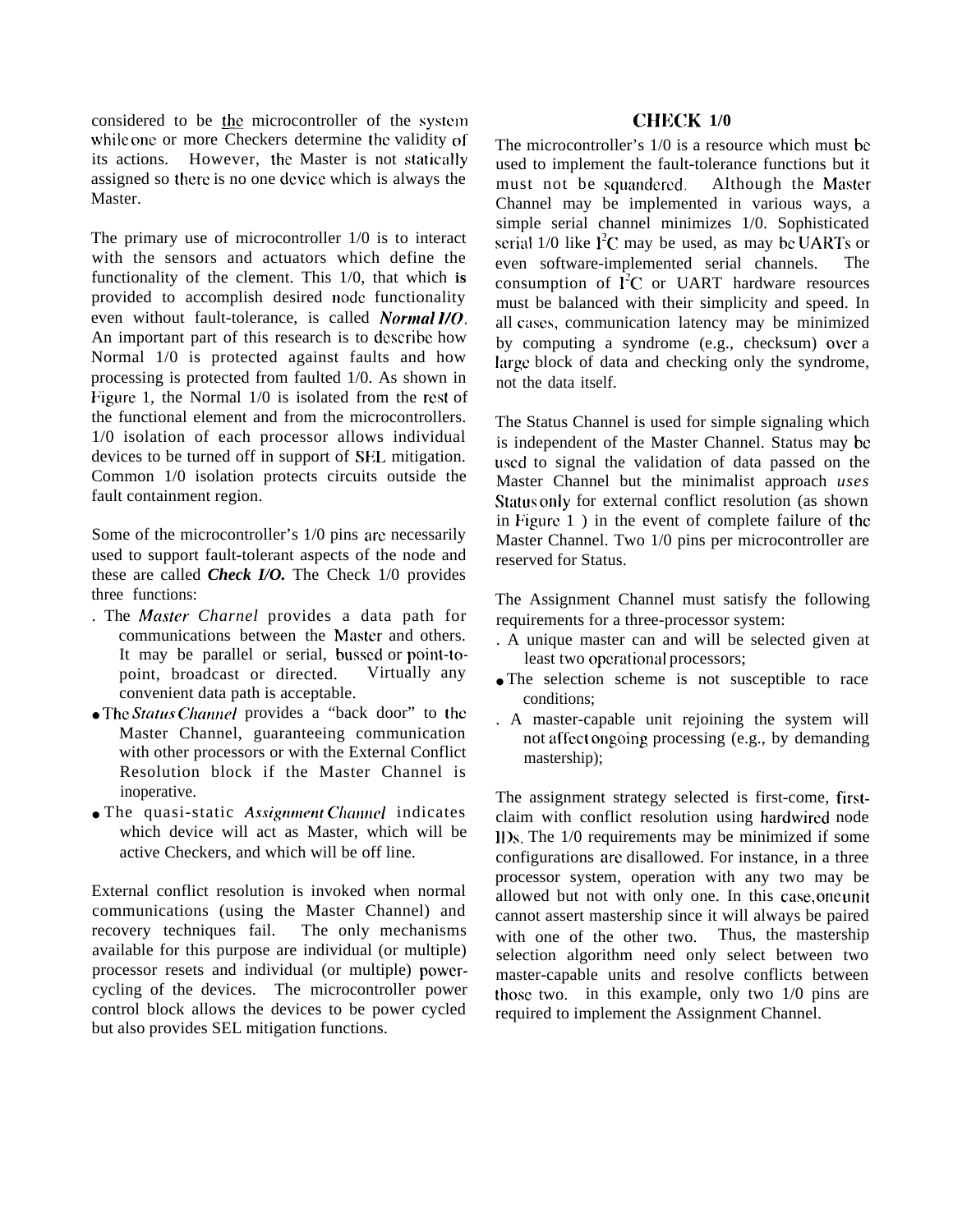considered to be the microcontroller of the system while one or more Checkers determine the validity of its actions. However, the Master is not statically assigned so there is no one device which is always the Master.

The primary use of microcontroller 1/0 is to interact with the sensors and actuators which define the functionality of the clement. This 1/0, that which **is** provided to accomplish desired node functionality even without fault-tolerance, is called ***Normal I/O***. An important part of this research is to describe how Normal 1/0 is protected against faults and how processing is protected from faulted 1/0. As shown in Figure 1, the Normal 1/0 is isolated from the rest of the functional element and from the microcontrollers. 1/0 isolation of each processor allows individual devices to be turned off in support of SEL mitigation. Common 1/0 isolation protects circuits outside the fault containment region.

Some of the microcontroller's 1/0 pins are necessarily used to support fault-tolerant aspects of the node and these are called ***Check I/O.*** The Check 1/0 provides three functions:

- The *Master Charnel* provides a data path for communications between the Master and others. It may be parallel or serial, bussed or point-to-point, broadcast or directed. Virtually any convenient data path is acceptable.
- The *Status Channel* provides a "back door" to the Master Channel, guaranteeing communication with other processors or with the External Conflict Resolution block if the Master Channel is inoperative.
- The quasi-static *Assignment Channel* indicates which device will act as Master, which will be active Checkers, and which will be off line.

External conflict resolution is invoked when normal communications (using the Master Channel) and recovery techniques fail. The only mechanisms available for this purpose are individual (or multiple) processor resets and individual (or multiple) power-cycling of the devices. The microcontroller power control block allows the devices to be power cycled but also provides SEL mitigation functions.

## CHECK 1/0

The microcontroller's 1/0 is a resource which must be used to implement the fault-tolerance functions but it must not be squandered. Although the Master Channel may be implemented in various ways, a simple serial channel minimizes 1/0. Sophisticated serial 1/0 like $I^2C$ may be used, as may be UARTs or even software-implemented serial channels. The consumption of $I^2C$ or UART hardware resources must be balanced with their simplicity and speed. In all cases, communication latency may be minimized by computing a syndrome (e.g., checksum) over a large block of data and checking only the syndrome, not the data itself.

The Status Channel is used for simple signaling which is independent of the Master Channel. Status may be used to signal the validation of data passed on the Master Channel but the minimalist approach *uses* Status only for external conflict resolution (as shown in Figure 1 ) in the event of complete failure of the Master Channel. Two 1/0 pins per microcontroller are reserved for Status.

The Assignment Channel must satisfy the following requirements for a three-processor system:

- A unique master can and will be selected given at least two operational processors;
- The selection scheme is not susceptible to race conditions;
- A master-capable unit rejoining the system will not affect ongoing processing (e.g., by demanding mastership);

The assignment strategy selected is first-come, first-claim with conflict resolution using hardwired node IDs. The 1/0 requirements may be minimized if some configurations are disallowed. For instance, in a three processor system, operation with any two may be allowed but not with only one. In this case, one unit cannot assert mastership since it will always be paired with one of the other two. Thus, the mastership selection algorithm need only select between two master-capable units and resolve conflicts between those two. in this example, only two 1/0 pins are required to implement the Assignment Channel.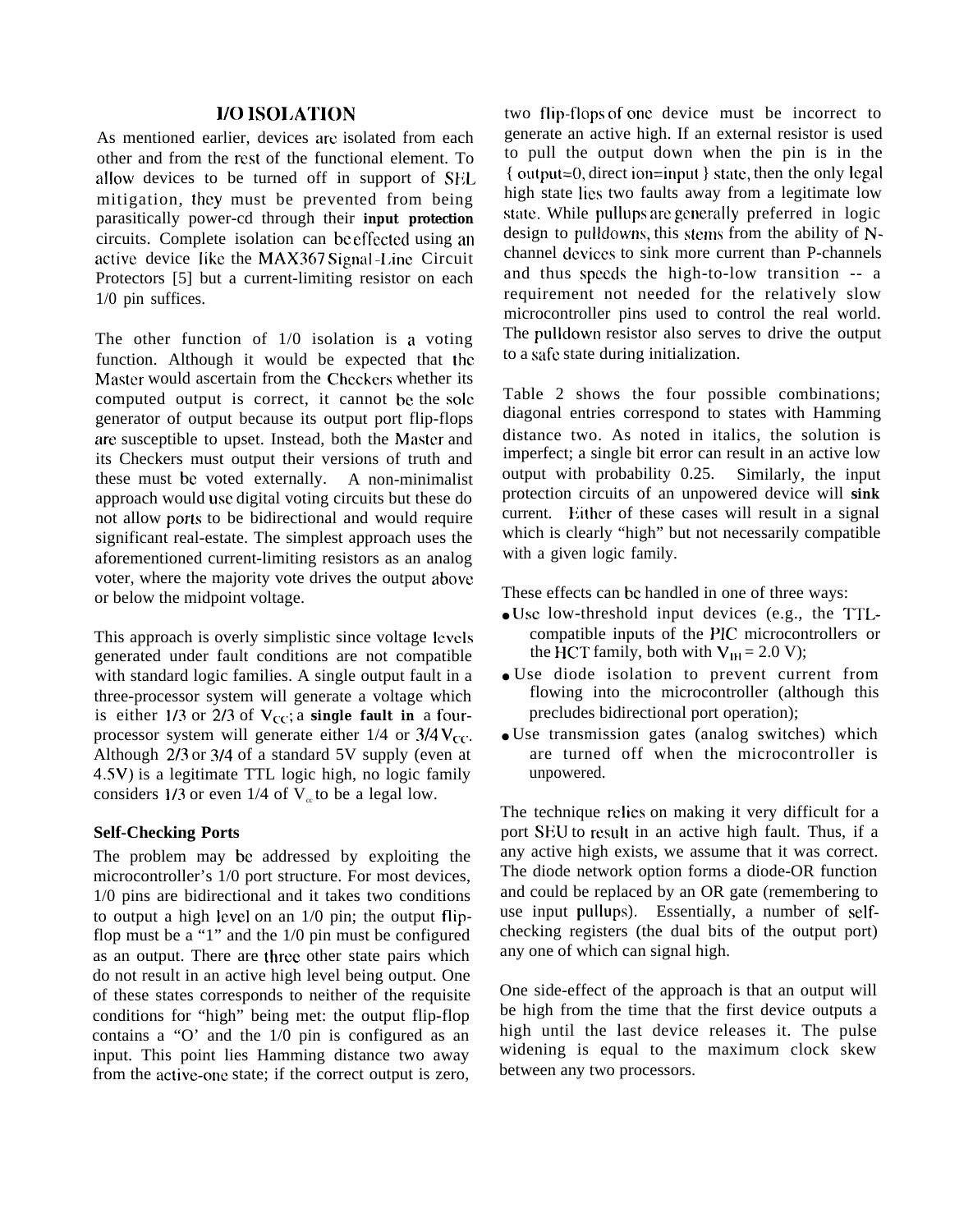## I/O ISOLATION

As mentioned earlier, devices are isolated from each other and from the rest of the functional element. To allow devices to be turned off in support of SEL mitigation, they must be prevented from being parasitically power-cd through their **input protection** circuits. Complete isolation can be effected using an active device like the MAX367 Signal-Line Circuit Protectors [5] but a current-limiting resistor on each 1/0 pin suffices.

The other function of 1/0 isolation is a voting function. Although it would be expected that the Master would ascertain from the Checkers whether its computed output is correct, it cannot be the sole generator of output because its output port flip-flops are susceptible to upset. Instead, both the Master and its Checkers must output their versions of truth and these must be voted externally. A non-minimalist approach would use digital voting circuits but these do not allow ports to be bidirectional and would require significant real-estate. The simplest approach uses the aforementioned current-limiting resistors as an analog voter, where the majority vote drives the output above or below the midpoint voltage.

This approach is overly simplistic since voltage levels generated under fault conditions are not compatible with standard logic families. A single output fault in a three-processor system will generate a voltage which is either 1/3 or 2/3 of $V_{CC}$; a **single fault in** a four-processor system will generate either 1/4 or 3/4 $V_{CC}$. Although 2/3 or 3/4 of a standard 5V supply (even at 4.5V) is a legitimate TTL logic high, no logic family considers 1/3 or even 1/4 of $V_{cc}$ to be a legal low.

### Self-Checking Ports

The problem may be addressed by exploiting the microcontroller's 1/0 port structure. For most devices, 1/0 pins are bidirectional and it takes two conditions to output a high level on an 1/0 pin; the output flip-flop must be a "1" and the 1/0 pin must be configured as an output. There are three other state pairs which do not result in an active high level being output. One of these states corresponds to neither of the requisite conditions for "high" being met: the output flip-flop contains a "O' and the 1/0 pin is configured as an input. This point lies Hamming distance two away from the active-one state; if the correct output is zero, two flip-flops of one device must be incorrect to generate an active high. If an external resistor is used to pull the output down when the pin is in the { output=0, direct ion=input } state, then the only legal high state lies two faults away from a legitimate low state. While pullups are generally preferred in logic design to pulldowns, this stems from the ability of N-channel devices to sink more current than P-channels and thus speeds the high-to-low transition -- a requirement not needed for the relatively slow microcontroller pins used to control the real world. The pulldown resistor also serves to drive the output to a safe state during initialization.

Table 2 shows the four possible combinations; diagonal entries correspond to states with Hamming distance two. As noted in italics, the solution is imperfect; a single bit error can result in an active low output with probability 0.25. Similarly, the input protection circuits of an unpowered device will **sink** current. Either of these cases will result in a signal which is clearly "high" but not necessarily compatible with a given logic family.

These effects can be handled in one of three ways:

- Use low-threshold input devices (e.g., the TTL-compatible inputs of the PIC microcontrollers or the HCT family, both with $V_{IH} = 2.0$ V);
- Use diode isolation to prevent current from flowing into the microcontroller (although this precludes bidirectional port operation);
- Use transmission gates (analog switches) which are turned off when the microcontroller is unpowered.

The technique relies on making it very difficult for a port SEU to result in an active high fault. Thus, if a any active high exists, we assume that it was correct. The diode network option forms a diode-OR function and could be replaced by an OR gate (remembering to use input pullups). Essentially, a number of self-checking registers (the dual bits of the output port) any one of which can signal high.

One side-effect of the approach is that an output will be high from the time that the first device outputs a high until the last device releases it. The pulse widening is equal to the maximum clock skew between any two processors.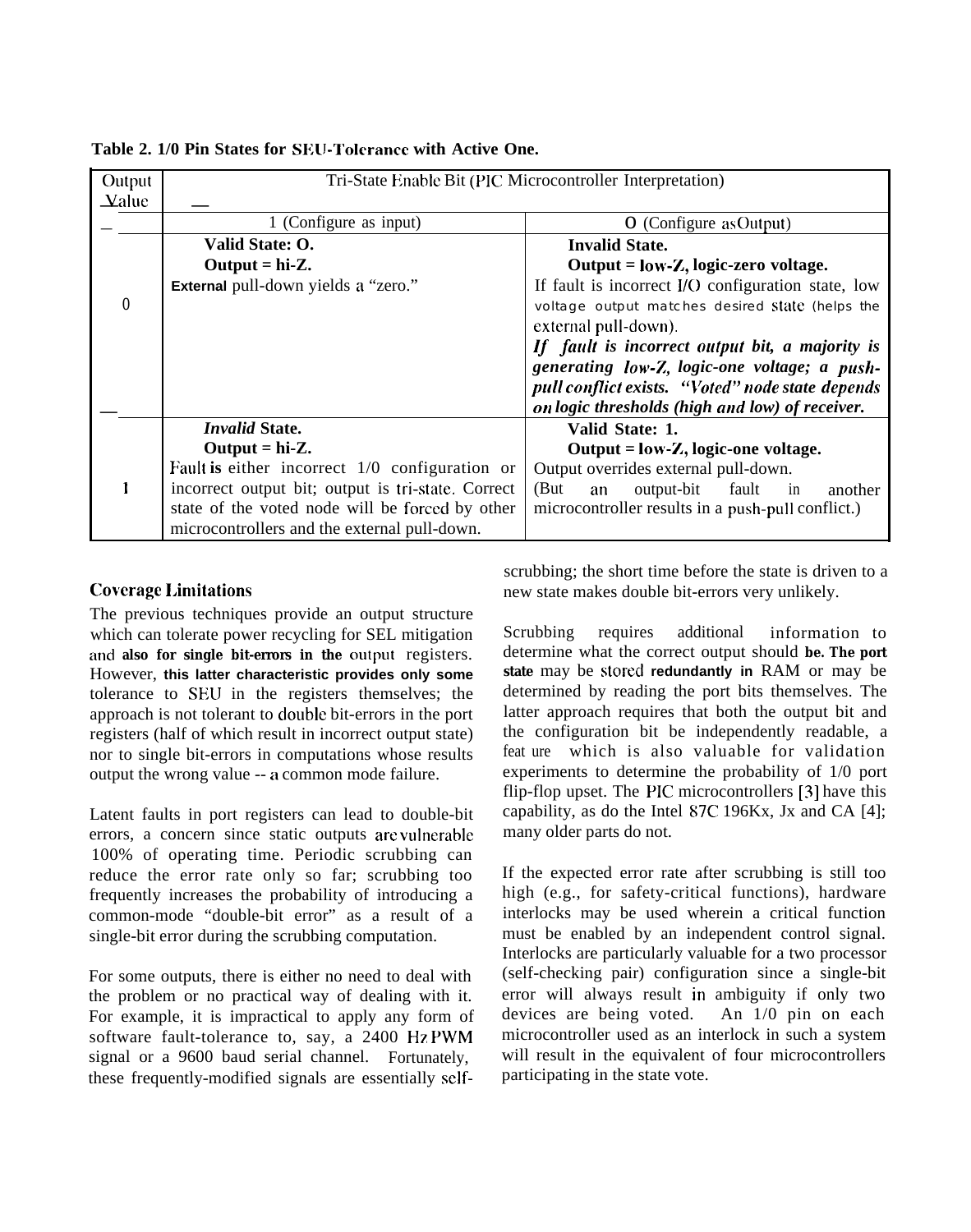**Table 2. 1/0 Pin States for SEU-Tolerance with Active One.**

| Output Value | Tri-State Enable Bit (PIC Microcontroller Interpretation) | |
|---|---|---|
| | 1 (Configure as input) | 0 (Configure as Output) |
| 0 | **Valid State: O.** **Output = hi-Z.** External pull-down yields a "zero." | **Invalid State.** **Output = low-Z, logic-zero voltage.** If fault is incorrect I/O configuration state, low voltage output matches desired state (helps the external pull-down). ***If fault is incorrect output bit, a majority is generating low-Z, logic-one voltage; a push-pull conflict exists. "Voted" node state depends on logic thresholds (high and low) of receiver.*** |
| 1 | ***Invalid* State.** **Output = hi-Z.** Fault is either incorrect 1/0 configuration or incorrect output bit; output is tri-state. Correct state of the voted node will be forced by other microcontrollers and the external pull-down. | **Valid State: 1.** **Output = low-Z, logic-one voltage.** Output overrides external pull-down. (But an output-bit fault in another microcontroller results in a push-pull conflict.) |

## Coverage Limitations

The previous techniques provide an output structure which can tolerate power recycling for SEL mitigation and also for single bit-errors in the output registers. However, this latter characteristic provides only some tolerance to SEU in the registers themselves; the approach is not tolerant to double bit-errors in the port registers (half of which result in incorrect output state) nor to single bit-errors in computations whose results output the wrong value -- a common mode failure.

Latent faults in port registers can lead to double-bit errors, a concern since static outputs are vulnerable 100% of operating time. Periodic scrubbing can reduce the error rate only so far; scrubbing too frequently increases the probability of introducing a common-mode "double-bit error" as a result of a single-bit error during the scrubbing computation.

For some outputs, there is either no need to deal with the problem or no practical way of dealing with it. For example, it is impractical to apply any form of software fault-tolerance to, say, a 2400 Hz PWM signal or a 9600 baud serial channel. Fortunately, these frequently-modified signals are essentially self-scrubbing; the short time before the state is driven to a new state makes double bit-errors very unlikely.

Scrubbing requires additional information to determine what the correct output should be. The port state may be stored redundantly in RAM or may be determined by reading the port bits themselves. The latter approach requires that both the output bit and the configuration bit be independently readable, a feature which is also valuable for validation experiments to determine the probability of 1/0 port flip-flop upset. The PIC microcontrollers [3] have this capability, as do the Intel 87C 196Kx, Jx and CA [4]; many older parts do not.

If the expected error rate after scrubbing is still too high (e.g., for safety-critical functions), hardware interlocks may be used wherein a critical function must be enabled by an independent control signal. Interlocks are particularly valuable for a two processor (self-checking pair) configuration since a single-bit error will always result in ambiguity if only two devices are being voted. An 1/0 pin on each microcontroller used as an interlock in such a system will result in the equivalent of four microcontrollers participating in the state vote.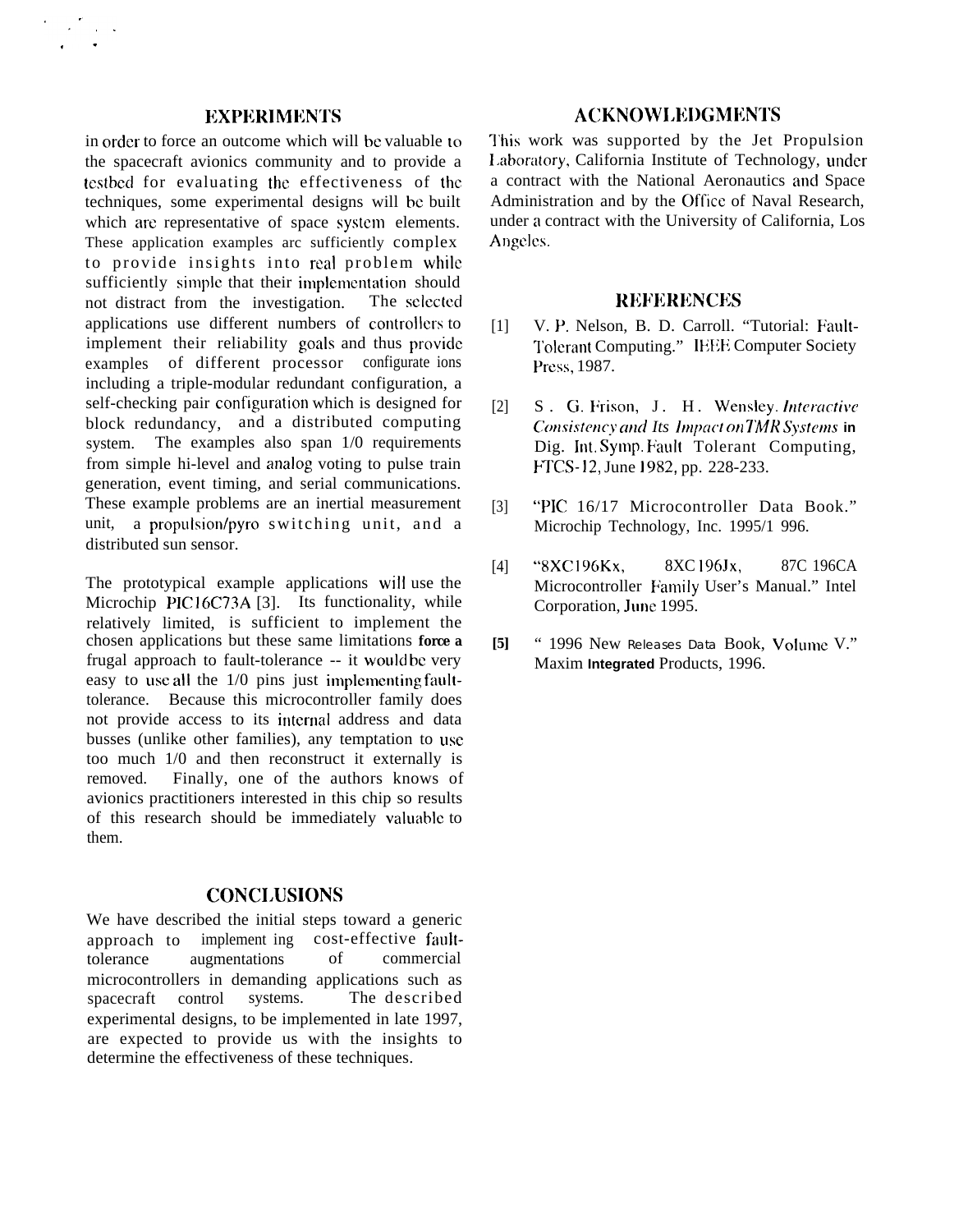## EXPERIMENTS

in order to force an outcome which will be valuable to the spacecraft avionics community and to provide a testbed for evaluating the effectiveness of the techniques, some experimental designs will be built which are representative of space system elements. These application examples arc sufficiently complex to provide insights into real problem while sufficiently simple that their implementation should not distract from the investigation. The selected applications use different numbers of controllers to implement their reliability goals and thus provide examples of different processor configurate ions including a triple-modular redundant configuration, a self-checking pair configuration which is designed for block redundancy, and a distributed computing system. The examples also span 1/0 requirements from simple hi-level and analog voting to pulse train generation, event timing, and serial communications. These example problems are an inertial measurement unit, a propulsion/pyro switching unit, and a distributed sun sensor.

The prototypical example applications will use the Microchip PIC16C73A [3]. Its functionality, while relatively limited, is sufficient to implement the chosen applications but these same limitations **force a** frugal approach to fault-tolerance -- it would be very easy to use all the 1/0 pins just implementing fault-tolerance. Because this microcontroller family does not provide access to its internal address and data busses (unlike other families), any temptation to use too much 1/0 and then reconstruct it externally is removed. Finally, one of the authors knows of avionics practitioners interested in this chip so results of this research should be immediately valuable to them.

## CONCLUSIONS

We have described the initial steps toward a generic approach to implement ing cost-effective fault-tolerance augmentations of commercial microcontrollers in demanding applications such as spacecraft control systems. The described experimental designs, to be implemented in late 1997, are expected to provide us with the insights to determine the effectiveness of these techniques.

## ACKNOWLEDGMENTS

This work was supported by the Jet Propulsion Laboratory, California Institute of Technology, under a contract with the National Aeronautics and Space Administration and by the Office of Naval Research, under a contract with the University of California, Los Angeles.

## REFERENCES

[1] V. P. Nelson, B. D. Carroll. "Tutorial: Fault-Tolerant Computing." IEEE Computer Society Press, 1987.

[2] S. G. Frison, J. H. Wensley. *Interactive Consistency and Its Impact on TMR Systems* in Dig. Int. Symp. Fault Tolerant Computing, FTCS-12, June 1982, pp. 228-233.

[3] "PIC 16/17 Microcontroller Data Book." Microchip Technology, Inc. 1995/1 996.

[4] "8XC196Kx, 8XC196Jx, 87C 196CA Microcontroller Family User's Manual." Intel Corporation, June 1995.

**[5]** " 1996 New Releases Data Book, Volume V." Maxim **Integrated** Products, 1996.